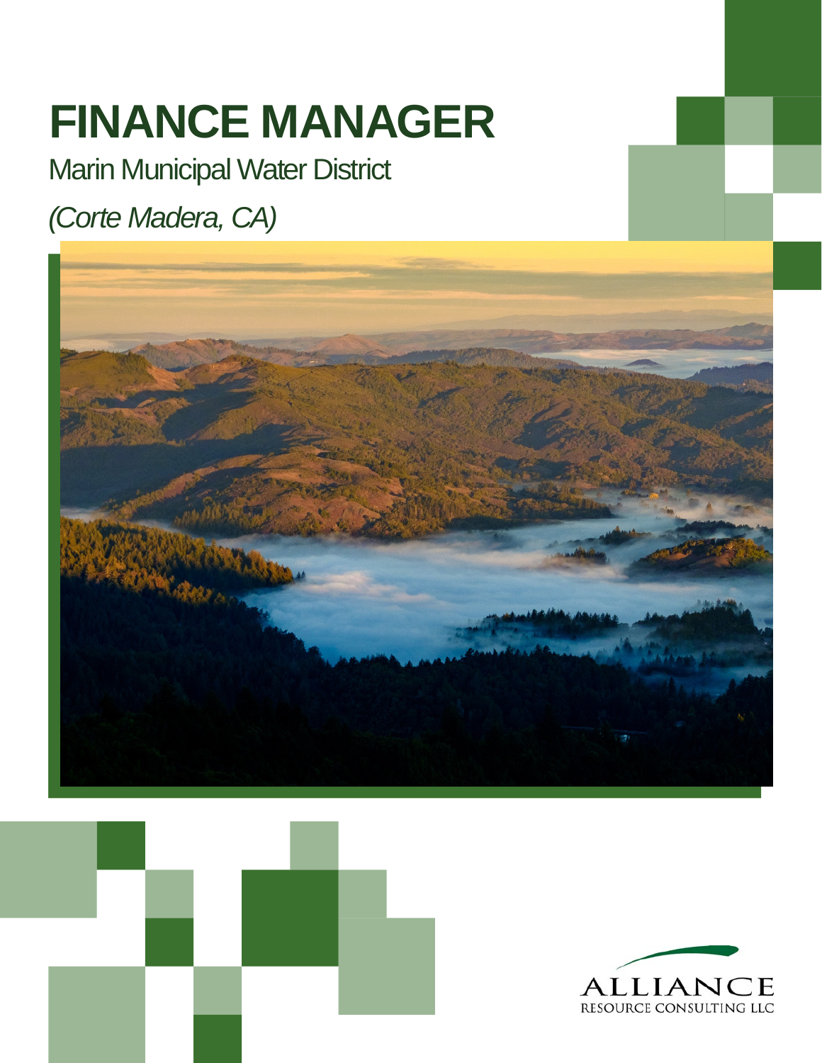# FINANCE MANAGER

Marin Municipal Water District

*(Corte Madera, CA)*

ALLIANCE
RESOURCE CONSULTING LLC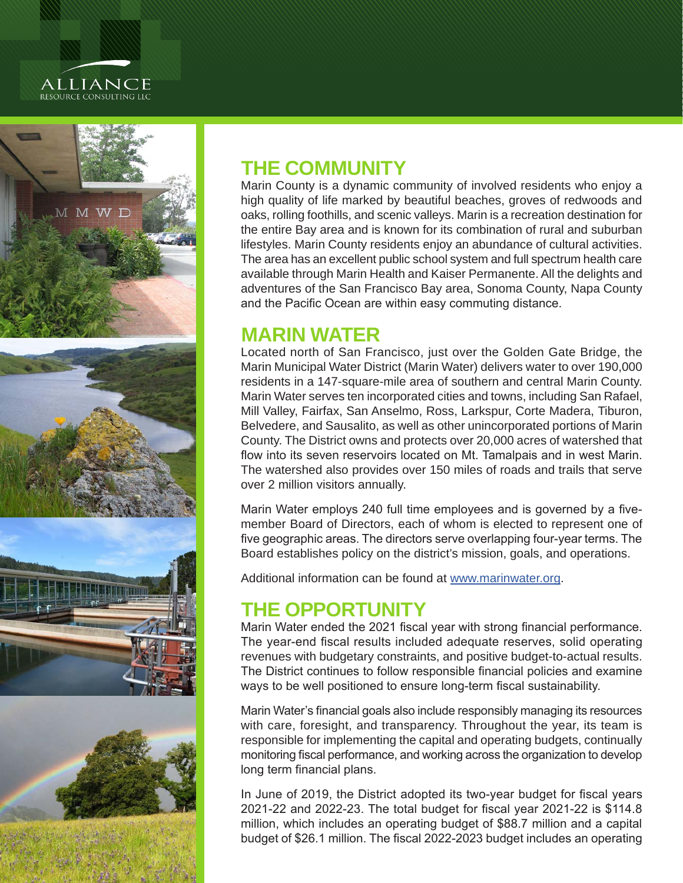## THE COMMUNITY

Marin County is a dynamic community of involved residents who enjoy a high quality of life marked by beautiful beaches, groves of redwoods and oaks, rolling foothills, and scenic valleys. Marin is a recreation destination for the entire Bay area and is known for its combination of rural and suburban lifestyles. Marin County residents enjoy an abundance of cultural activities. The area has an excellent public school system and full spectrum health care available through Marin Health and Kaiser Permanente. All the delights and adventures of the San Francisco Bay area, Sonoma County, Napa County and the Pacific Ocean are within easy commuting distance.

## MARIN WATER

Located north of San Francisco, just over the Golden Gate Bridge, the Marin Municipal Water District (Marin Water) delivers water to over 190,000 residents in a 147-square-mile area of southern and central Marin County. Marin Water serves ten incorporated cities and towns, including San Rafael, Mill Valley, Fairfax, San Anselmo, Ross, Larkspur, Corte Madera, Tiburon, Belvedere, and Sausalito, as well as other unincorporated portions of Marin County. The District owns and protects over 20,000 acres of watershed that flow into its seven reservoirs located on Mt. Tamalpais and in west Marin. The watershed also provides over 150 miles of roads and trails that serve over 2 million visitors annually.

Marin Water employs 240 full time employees and is governed by a five-member Board of Directors, each of whom is elected to represent one of five geographic areas. The directors serve overlapping four-year terms. The Board establishes policy on the district's mission, goals, and operations.

Additional information can be found at [www.marinwater.org](http://www.marinwater.org).

## THE OPPORTUNITY

Marin Water ended the 2021 fiscal year with strong financial performance. The year-end fiscal results included adequate reserves, solid operating revenues with budgetary constraints, and positive budget-to-actual results. The District continues to follow responsible financial policies and examine ways to be well positioned to ensure long-term fiscal sustainability.

Marin Water's financial goals also include responsibly managing its resources with care, foresight, and transparency. Throughout the year, its team is responsible for implementing the capital and operating budgets, continually monitoring fiscal performance, and working across the organization to develop long term financial plans.

In June of 2019, the District adopted its two-year budget for fiscal years 2021-22 and 2022-23. The total budget for fiscal year 2021-22 is $114.8 million, which includes an operating budget of $88.7 million and a capital budget of $26.1 million. The fiscal 2022-2023 budget includes an operating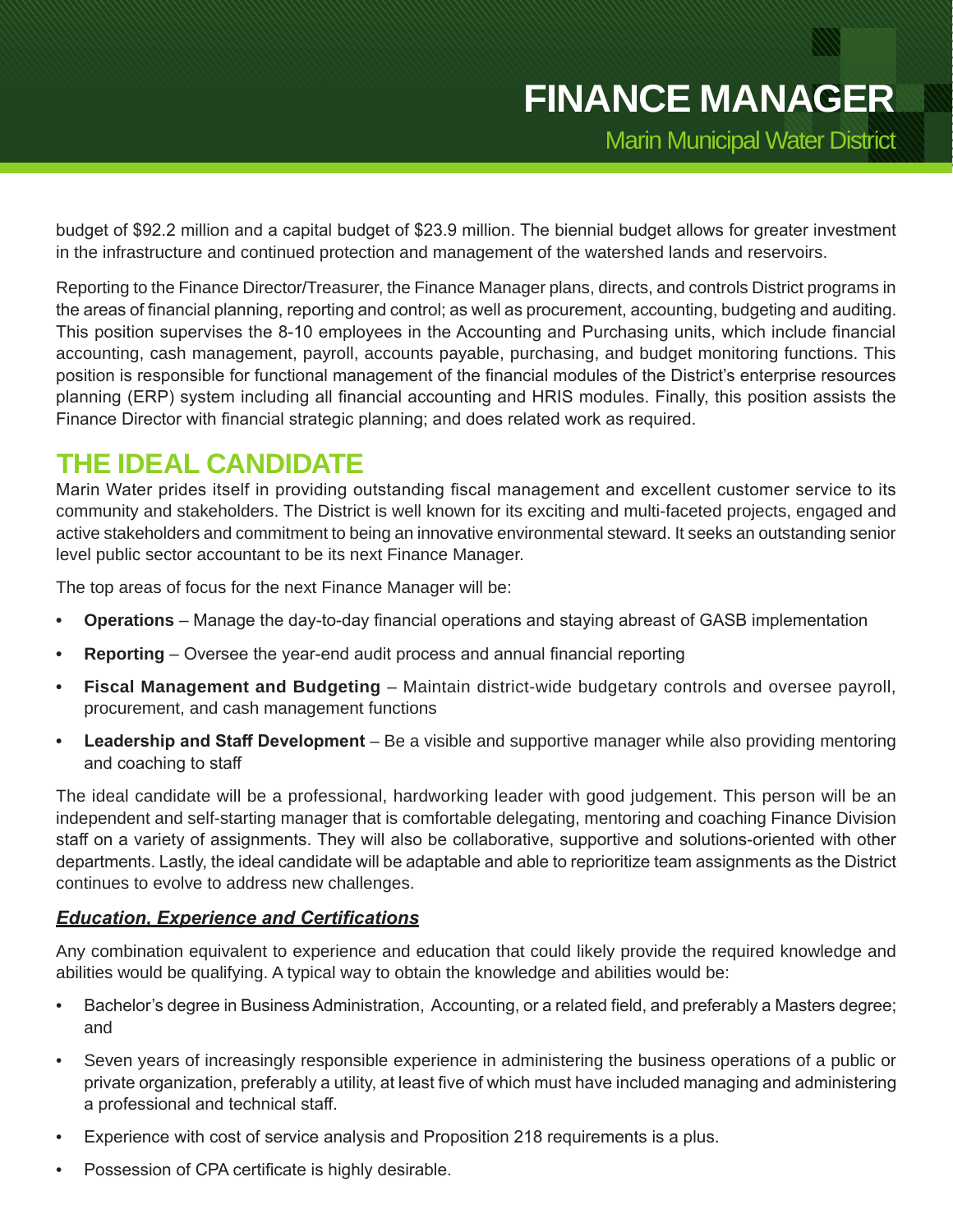budget of $92.2 million and a capital budget of $23.9 million. The biennial budget allows for greater investment in the infrastructure and continued protection and management of the watershed lands and reservoirs.

Reporting to the Finance Director/Treasurer, the Finance Manager plans, directs, and controls District programs in the areas of financial planning, reporting and control; as well as procurement, accounting, budgeting and auditing. This position supervises the 8-10 employees in the Accounting and Purchasing units, which include financial accounting, cash management, payroll, accounts payable, purchasing, and budget monitoring functions. This position is responsible for functional management of the financial modules of the District's enterprise resources planning (ERP) system including all financial accounting and HRIS modules. Finally, this position assists the Finance Director with financial strategic planning; and does related work as required.

## THE IDEAL CANDIDATE

Marin Water prides itself in providing outstanding fiscal management and excellent customer service to its community and stakeholders. The District is well known for its exciting and multi-faceted projects, engaged and active stakeholders and commitment to being an innovative environmental steward. It seeks an outstanding senior level public sector accountant to be its next Finance Manager.

The top areas of focus for the next Finance Manager will be:

- **Operations** – Manage the day-to-day financial operations and staying abreast of GASB implementation
- **Reporting** – Oversee the year-end audit process and annual financial reporting
- **Fiscal Management and Budgeting** – Maintain district-wide budgetary controls and oversee payroll, procurement, and cash management functions
- **Leadership and Staff Development** – Be a visible and supportive manager while also providing mentoring and coaching to staff

The ideal candidate will be a professional, hardworking leader with good judgement. This person will be an independent and self-starting manager that is comfortable delegating, mentoring and coaching Finance Division staff on a variety of assignments. They will also be collaborative, supportive and solutions-oriented with other departments. Lastly, the ideal candidate will be adaptable and able to reprioritize team assignments as the District continues to evolve to address new challenges.

***Education, Experience and Certifications***

Any combination equivalent to experience and education that could likely provide the required knowledge and abilities would be qualifying. A typical way to obtain the knowledge and abilities would be:

- Bachelor's degree in Business Administration, Accounting, or a related field, and preferably a Masters degree; and
- Seven years of increasingly responsible experience in administering the business operations of a public or private organization, preferably a utility, at least five of which must have included managing and administering a professional and technical staff.
- Experience with cost of service analysis and Proposition 218 requirements is a plus.
- Possession of CPA certificate is highly desirable.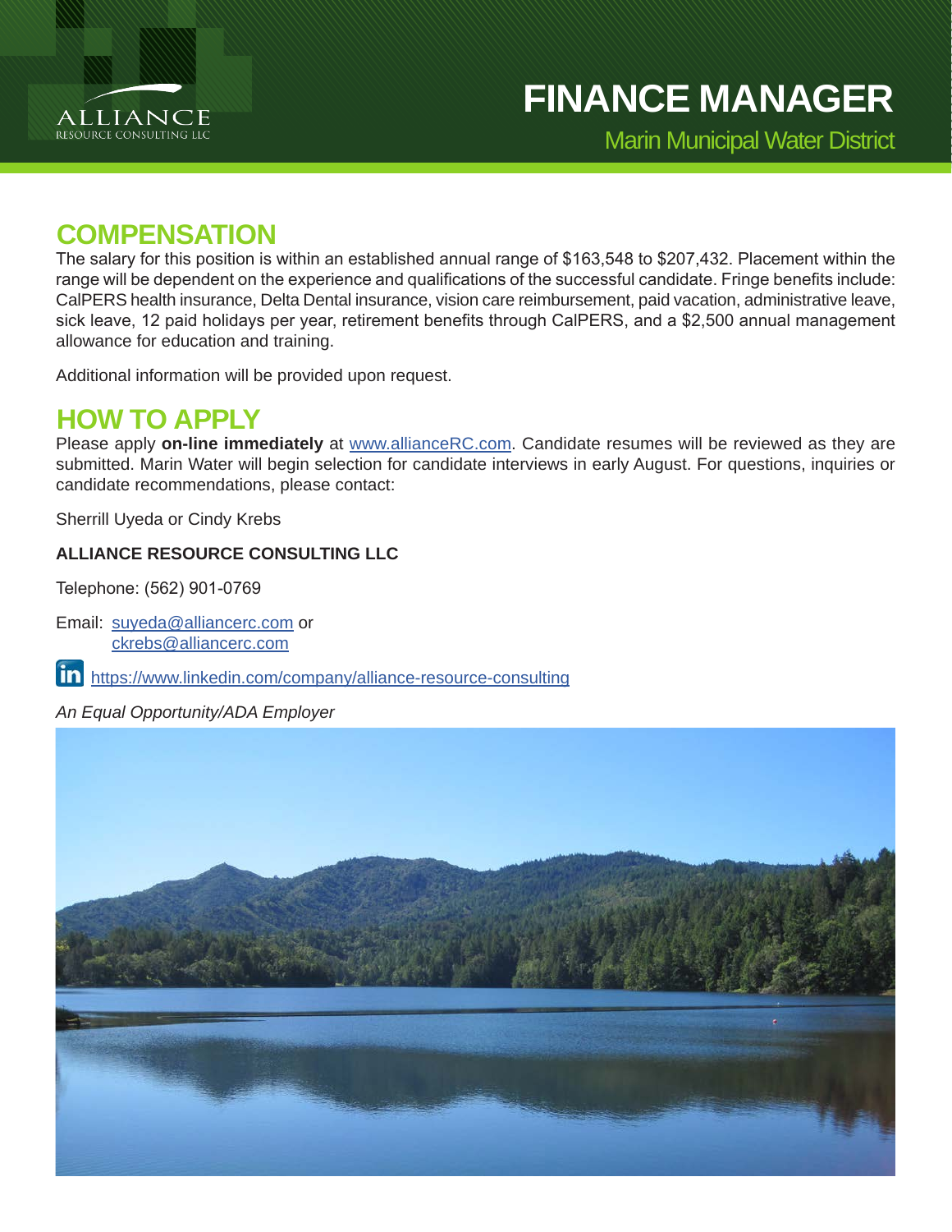# FINANCE MANAGER

Marin Municipal Water District

## COMPENSATION

The salary for this position is within an established annual range of $163,548 to $207,432. Placement within the range will be dependent on the experience and qualifications of the successful candidate. Fringe benefits include: CalPERS health insurance, Delta Dental insurance, vision care reimbursement, paid vacation, administrative leave, sick leave, 12 paid holidays per year, retirement benefits through CalPERS, and a $2,500 annual management allowance for education and training.

Additional information will be provided upon request.

## HOW TO APPLY

Please apply **on-line immediately** at www.allianceRC.com. Candidate resumes will be reviewed as they are submitted. Marin Water will begin selection for candidate interviews in early August. For questions, inquiries or candidate recommendations, please contact:

Sherrill Uyeda or Cindy Krebs

**ALLIANCE RESOURCE CONSULTING LLC**

Telephone: (562) 901-0769

Email: suyeda@alliancerc.com or
ckrebs@alliancerc.com

https://www.linkedin.com/company/alliance-resource-consulting

*An Equal Opportunity/ADA Employer*